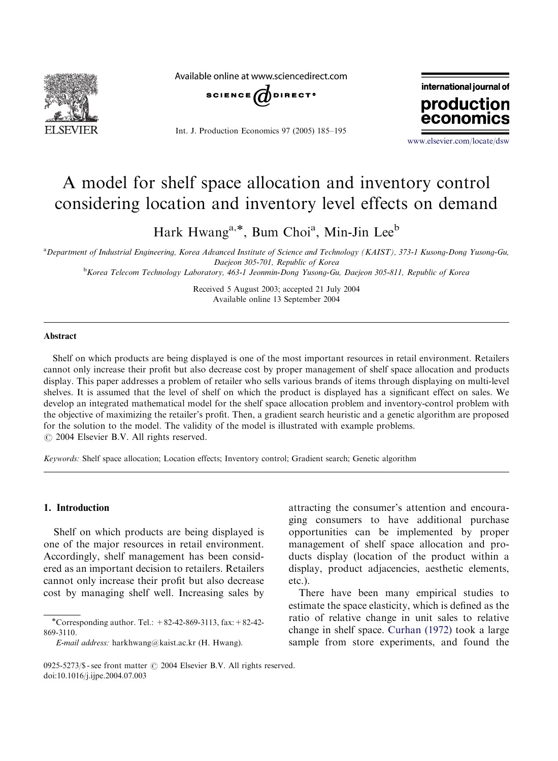# A model for shelf space allocation and inventory control considering location and inventory level effects on demand

Hark Hwang[a,*], Bum Choi[a], Min-Jin Lee[b]

[a]Department of Industrial Engineering, Korea Advanced Institute of Science and Technology (KAIST), 373-1 Kusong-Dong Yusong-Gu, Daejeon 305-701, Republic of Korea

[b]Korea Telecom Technology Laboratory, 463-1 Jeonmin-Dong Yusong-Gu, Daejeon 305-811, Republic of Korea

Received 5 August 2003; accepted 21 July 2004

Available online 13 September 2004

## Abstract

Shelf on which products are being displayed is one of the most important resources in retail environment. Retailers cannot only increase their profit but also decrease cost by proper management of shelf space allocation and products display. This paper addresses a problem of retailer who sells various brands of items through displaying on multi-level shelves. It is assumed that the level of shelf on which the product is displayed has a significant effect on sales. We develop an integrated mathematical model for the shelf space allocation problem and inventory-control problem with the objective of maximizing the retailer's profit. Then, a gradient search heuristic and a genetic algorithm are proposed for the solution to the model. The validity of the model is illustrated with example problems.

© 2004 Elsevier B.V. All rights reserved.

*Keywords:* Shelf space allocation; Location effects; Inventory control; Gradient search; Genetic algorithm

## 1. Introduction

Shelf on which products are being displayed is one of the major resources in retail environment. Accordingly, shelf management has been considered as an important decision to retailers. Retailers cannot only increase their profit but also decrease cost by managing shelf well. Increasing sales by attracting the consumer's attention and encouraging consumers to have additional purchase opportunities can be implemented by proper management of shelf space allocation and products display (location of the product within a display, product adjacencies, aesthetic elements, etc.).

There have been many empirical studies to estimate the space elasticity, which is defined as the ratio of relative change in unit sales to relative change in shelf space. Curhan (1972) took a large sample from store experiments, and found the

*Corresponding author. Tel.: +82-42-869-3113, fax: +82-42-869-3110.

*E-mail address:* harkhwang@kaist.ac.kr (H. Hwang).

0925-5273/$ - see front matter © 2004 Elsevier B.V. All rights reserved.
doi:10.1016/j.ijpe.2004.07.003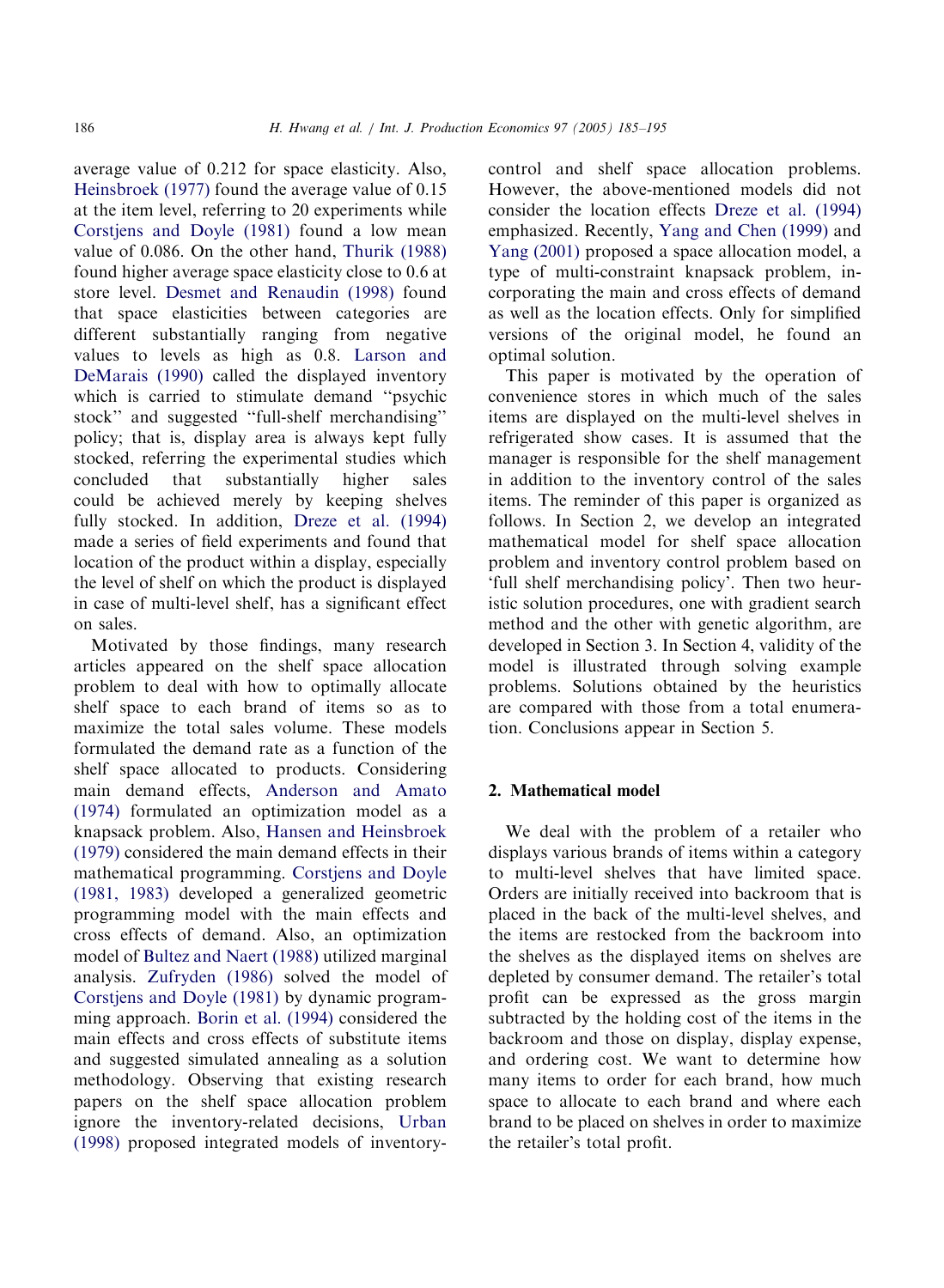average value of 0.212 for space elasticity. Also, Heinsbroek (1977) found the average value of 0.15 at the item level, referring to 20 experiments while Corstjens and Doyle (1981) found a low mean value of 0.086. On the other hand, Thurik (1988) found higher average space elasticity close to 0.6 at store level. Desmet and Renaudin (1998) found that space elasticities between categories are different substantially ranging from negative values to levels as high as 0.8. Larson and DeMarais (1990) called the displayed inventory which is carried to stimulate demand "psychic stock" and suggested "full-shelf merchandising" policy; that is, display area is always kept fully stocked, referring the experimental studies which concluded that substantially higher sales could be achieved merely by keeping shelves fully stocked. In addition, Dreze et al. (1994) made a series of field experiments and found that location of the product within a display, especially the level of shelf on which the product is displayed in case of multi-level shelf, has a significant effect on sales.

Motivated by those findings, many research articles appeared on the shelf space allocation problem to deal with how to optimally allocate shelf space to each brand of items so as to maximize the total sales volume. These models formulated the demand rate as a function of the shelf space allocated to products. Considering main demand effects, Anderson and Amato (1974) formulated an optimization model as a knapsack problem. Also, Hansen and Heinsbroek (1979) considered the main demand effects in their mathematical programming. Corstjens and Doyle (1981, 1983) developed a generalized geometric programming model with the main effects and cross effects of demand. Also, an optimization model of Bultez and Naert (1988) utilized marginal analysis. Zufryden (1986) solved the model of Corstjens and Doyle (1981) by dynamic programming approach. Borin et al. (1994) considered the main effects and cross effects of substitute items and suggested simulated annealing as a solution methodology. Observing that existing research papers on the shelf space allocation problem ignore the inventory-related decisions, Urban (1998) proposed integrated models of inventory-control and shelf space allocation problems. However, the above-mentioned models did not consider the location effects Dreze et al. (1994) emphasized. Recently, Yang and Chen (1999) and Yang (2001) proposed a space allocation model, a type of multi-constraint knapsack problem, incorporating the main and cross effects of demand as well as the location effects. Only for simplified versions of the original model, he found an optimal solution.

This paper is motivated by the operation of convenience stores in which much of the sales items are displayed on the multi-level shelves in refrigerated show cases. It is assumed that the manager is responsible for the shelf management in addition to the inventory control of the sales items. The reminder of this paper is organized as follows. In Section 2, we develop an integrated mathematical model for shelf space allocation problem and inventory control problem based on 'full shelf merchandising policy'. Then two heuristic solution procedures, one with gradient search method and the other with genetic algorithm, are developed in Section 3. In Section 4, validity of the model is illustrated through solving example problems. Solutions obtained by the heuristics are compared with those from a total enumeration. Conclusions appear in Section 5.

## 2. Mathematical model

We deal with the problem of a retailer who displays various brands of items within a category to multi-level shelves that have limited space. Orders are initially received into backroom that is placed in the back of the multi-level shelves, and the items are restocked from the backroom into the shelves as the displayed items on shelves are depleted by consumer demand. The retailer's total profit can be expressed as the gross margin subtracted by the holding cost of the items in the backroom and those on display, display expense, and ordering cost. We want to determine how many items to order for each brand, how much space to allocate to each brand and where each brand to be placed on shelves in order to maximize the retailer's total profit.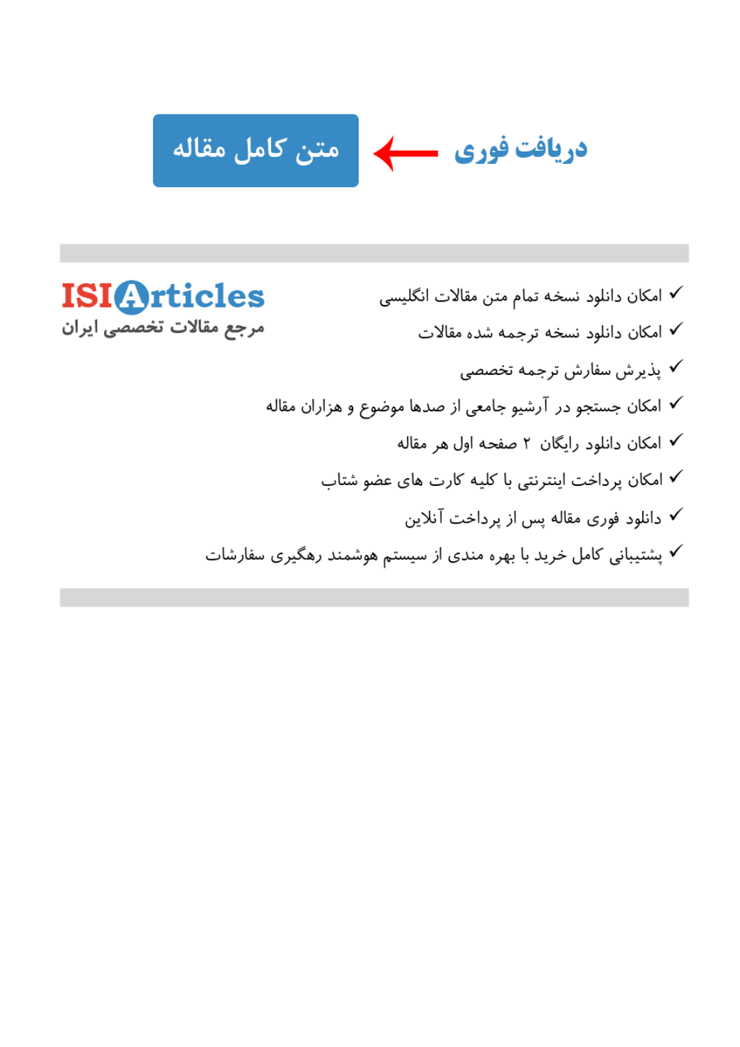دریافت فوری ← متن کامل مقاله

**ISIArticles**
مرجع مقالات تخصصی ایران

- ✓ امکان دانلود نسخه تمام متن مقالات انگلیسی
- ✓ امکان دانلود نسخه ترجمه شده مقالات
- ✓ پذیرش سفارش ترجمه تخصصی
- ✓ امکان جستجو در آرشیو جامعی از صدها موضوع و هزاران مقاله
- ✓ امکان دانلود رایگان ۲ صفحه اول هر مقاله
- ✓ امکان پرداخت اینترنتی با کلیه کارت های عضو شتاب
- ✓ دانلود فوری مقاله پس از پرداخت آنلاین
- ✓ پشتیبانی کامل خرید با بهره مندی از سیستم هوشمند رهگیری سفارشات